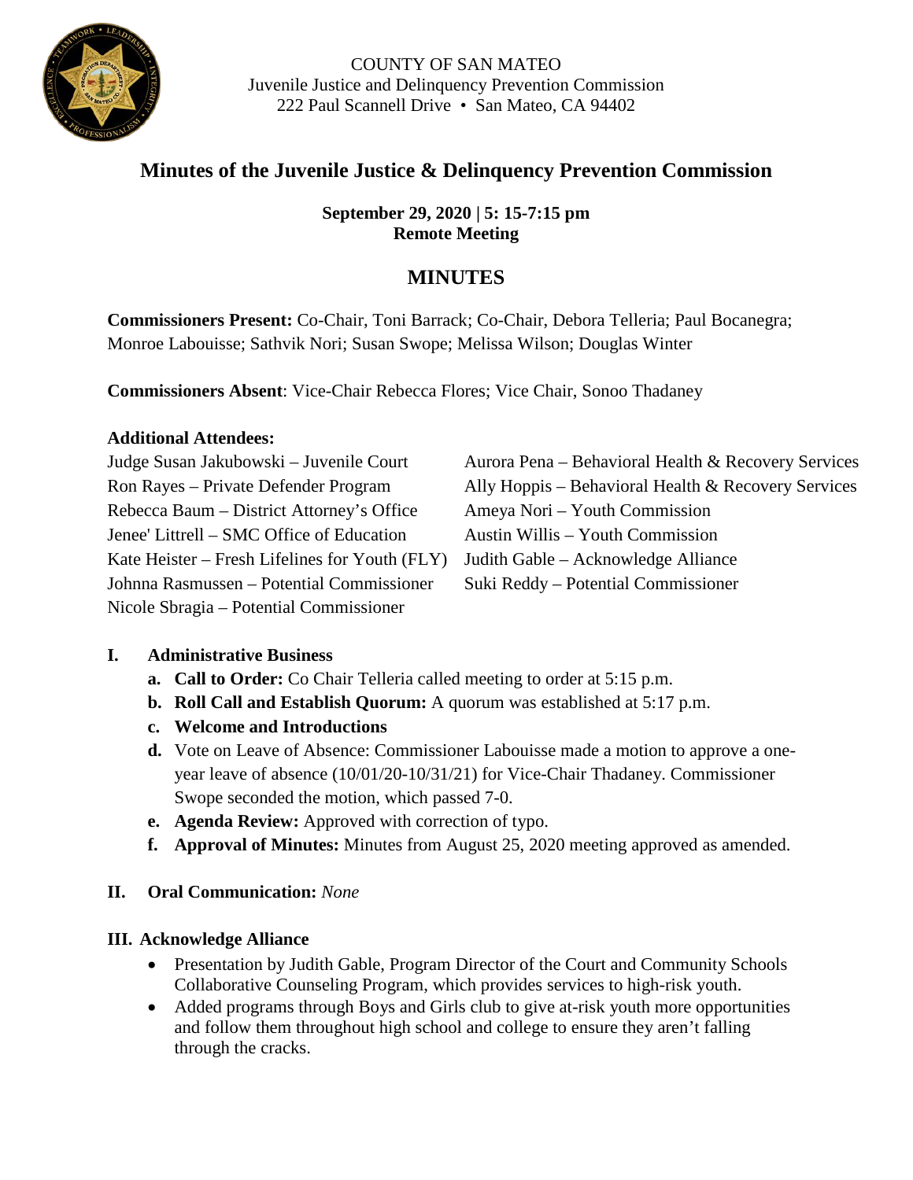COUNTY OF SAN MATEO
Juvenile Justice and Delinquency Prevention Commission
222 Paul Scannell Drive • San Mateo, CA 94402

# Minutes of the Juvenile Justice & Delinquency Prevention Commission

**September 29, 2020 | 5: 15-7:15 pm**
**Remote Meeting**

## MINUTES

**Commissioners Present:** Co-Chair, Toni Barrack; Co-Chair, Debora Telleria; Paul Bocanegra; Monroe Labouisse; Sathvik Nori; Susan Swope; Melissa Wilson; Douglas Winter

**Commissioners Absent**: Vice-Chair Rebecca Flores; Vice Chair, Sonoo Thadaney

**Additional Attendees:**

Judge Susan Jakubowski – Juvenile Court
Ron Rayes – Private Defender Program
Rebecca Baum – District Attorney's Office
Jenee' Littrell – SMC Office of Education
Kate Heister – Fresh Lifelines for Youth (FLY)
Johnna Rasmussen – Potential Commissioner
Nicole Sbragia – Potential Commissioner
Aurora Pena – Behavioral Health & Recovery Services
Ally Hoppis – Behavioral Health & Recovery Services
Ameya Nori – Youth Commission
Austin Willis – Youth Commission
Judith Gable – Acknowledge Alliance
Suki Reddy – Potential Commissioner

### I. Administrative Business

a. **Call to Order:** Co Chair Telleria called meeting to order at 5:15 p.m.
b. **Roll Call and Establish Quorum:** A quorum was established at 5:17 p.m.
c. **Welcome and Introductions**
d. Vote on Leave of Absence: Commissioner Labouisse made a motion to approve a one-year leave of absence (10/01/20-10/31/21) for Vice-Chair Thadaney. Commissioner Swope seconded the motion, which passed 7-0.
e. **Agenda Review:** Approved with correction of typo.
f. **Approval of Minutes:** Minutes from August 25, 2020 meeting approved as amended.

### II. Oral Communication: *None*

### III. Acknowledge Alliance

- Presentation by Judith Gable, Program Director of the Court and Community Schools Collaborative Counseling Program, which provides services to high-risk youth.
- Added programs through Boys and Girls club to give at-risk youth more opportunities and follow them throughout high school and college to ensure they aren't falling through the cracks.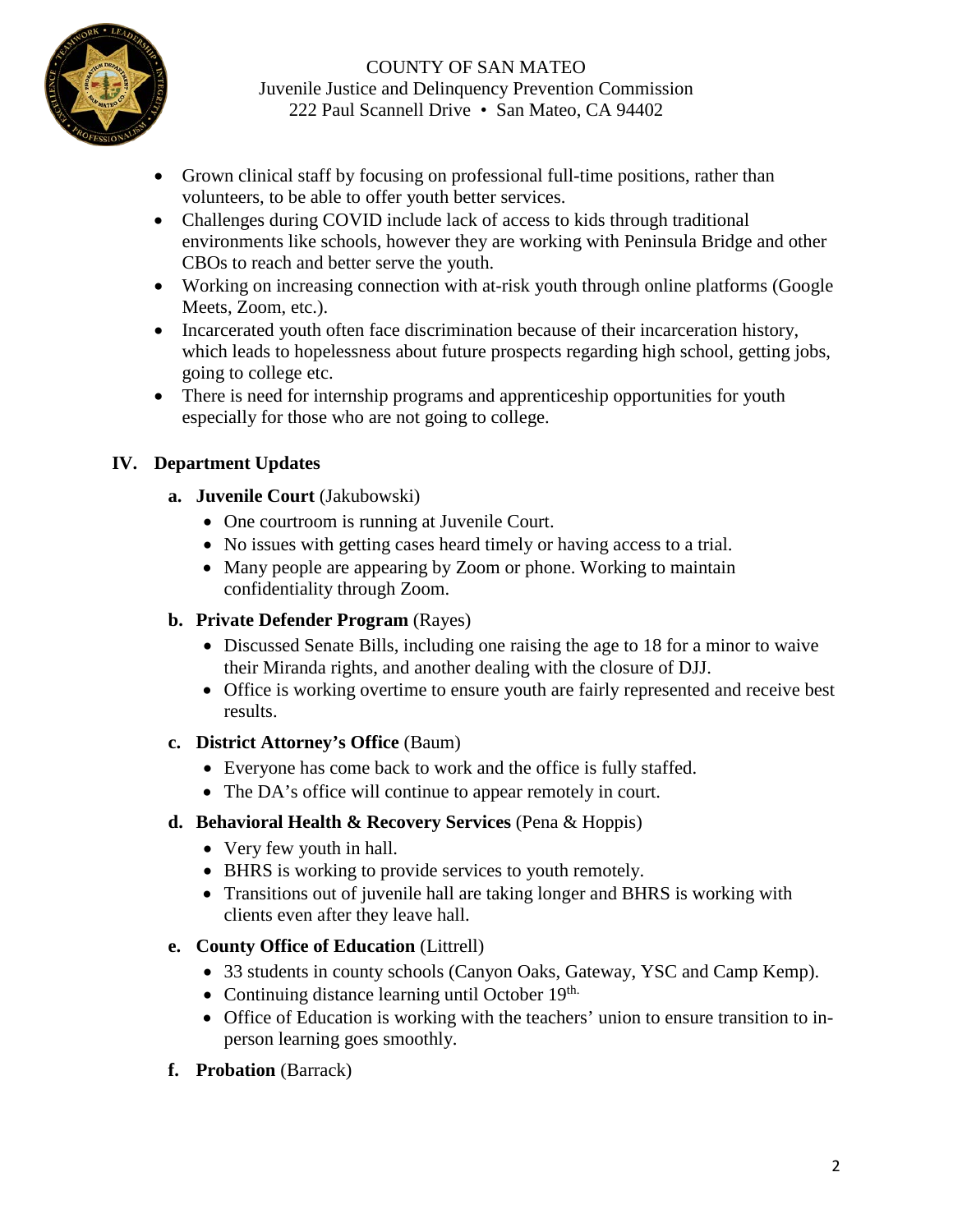- Grown clinical staff by focusing on professional full-time positions, rather than volunteers, to be able to offer youth better services.
- Challenges during COVID include lack of access to kids through traditional environments like schools, however they are working with Peninsula Bridge and other CBOs to reach and better serve the youth.
- Working on increasing connection with at-risk youth through online platforms (Google Meets, Zoom, etc.).
- Incarcerated youth often face discrimination because of their incarceration history, which leads to hopelessness about future prospects regarding high school, getting jobs, going to college etc.
- There is need for internship programs and apprenticeship opportunities for youth especially for those who are not going to college.

## IV. Department Updates

**a. Juvenile Court** (Jakubowski)

- One courtroom is running at Juvenile Court.
- No issues with getting cases heard timely or having access to a trial.
- Many people are appearing by Zoom or phone. Working to maintain confidentiality through Zoom.

**b. Private Defender Program** (Rayes)

- Discussed Senate Bills, including one raising the age to 18 for a minor to waive their Miranda rights, and another dealing with the closure of DJJ.
- Office is working overtime to ensure youth are fairly represented and receive best results.

**c. District Attorney's Office** (Baum)

- Everyone has come back to work and the office is fully staffed.
- The DA's office will continue to appear remotely in court.

**d. Behavioral Health & Recovery Services** (Pena & Hoppis)

- Very few youth in hall.
- BHRS is working to provide services to youth remotely.
- Transitions out of juvenile hall are taking longer and BHRS is working with clients even after they leave hall.

**e. County Office of Education** (Littrell)

- 33 students in county schools (Canyon Oaks, Gateway, YSC and Camp Kemp).
- Continuing distance learning until October 19th.
- Office of Education is working with the teachers' union to ensure transition to in-person learning goes smoothly.

**f. Probation** (Barrack)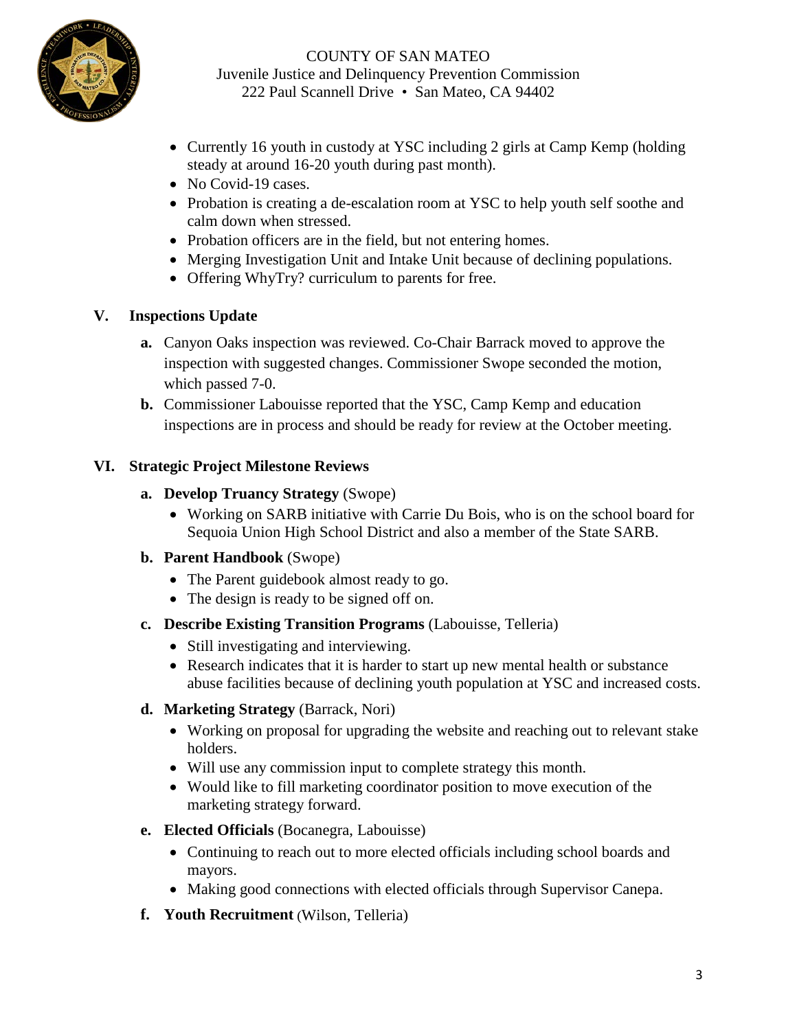- Currently 16 youth in custody at YSC including 2 girls at Camp Kemp (holding steady at around 16-20 youth during past month).
- No Covid-19 cases.
- Probation is creating a de-escalation room at YSC to help youth self soothe and calm down when stressed.
- Probation officers are in the field, but not entering homes.
- Merging Investigation Unit and Intake Unit because of declining populations.
- Offering WhyTry? curriculum to parents for free.

## V. Inspections Update

**a.** Canyon Oaks inspection was reviewed. Co-Chair Barrack moved to approve the inspection with suggested changes. Commissioner Swope seconded the motion, which passed 7-0.

**b.** Commissioner Labouisse reported that the YSC, Camp Kemp and education inspections are in process and should be ready for review at the October meeting.

## VI. Strategic Project Milestone Reviews

**a. Develop Truancy Strategy** (Swope)

- Working on SARB initiative with Carrie Du Bois, who is on the school board for Sequoia Union High School District and also a member of the State SARB.

**b. Parent Handbook** (Swope)

- The Parent guidebook almost ready to go.
- The design is ready to be signed off on.

**c. Describe Existing Transition Programs** (Labouisse, Telleria)

- Still investigating and interviewing.
- Research indicates that it is harder to start up new mental health or substance abuse facilities because of declining youth population at YSC and increased costs.

**d. Marketing Strategy** (Barrack, Nori)

- Working on proposal for upgrading the website and reaching out to relevant stake holders.
- Will use any commission input to complete strategy this month.
- Would like to fill marketing coordinator position to move execution of the marketing strategy forward.

**e. Elected Officials** (Bocanegra, Labouisse)

- Continuing to reach out to more elected officials including school boards and mayors.
- Making good connections with elected officials through Supervisor Canepa.

**f. Youth Recruitment** (Wilson, Telleria)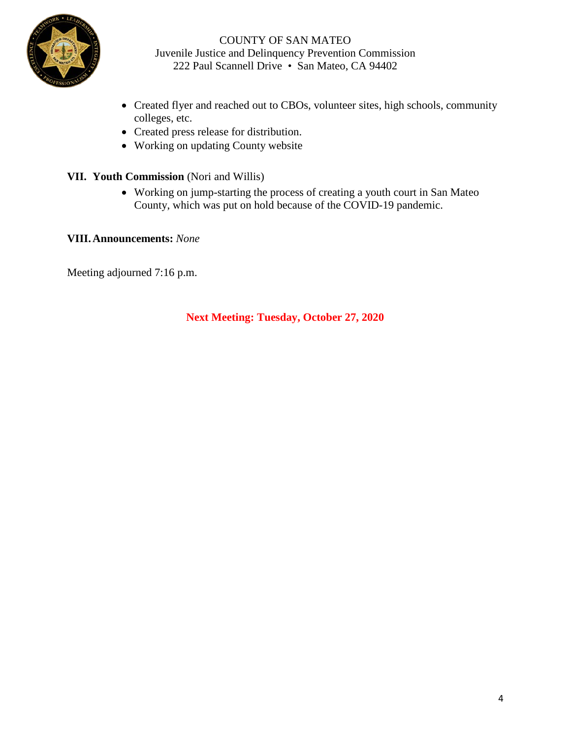COUNTY OF SAN MATEO
Juvenile Justice and Delinquency Prevention Commission
222 Paul Scannell Drive • San Mateo, CA 94402

- Created flyer and reached out to CBOs, volunteer sites, high schools, community colleges, etc.
- Created press release for distribution.
- Working on updating County website

**VII. Youth Commission** (Nori and Willis)

- Working on jump-starting the process of creating a youth court in San Mateo County, which was put on hold because of the COVID-19 pandemic.

**VIII. Announcements:** *None*

Meeting adjourned 7:16 p.m.

**Next Meeting: Tuesday, October 27, 2020**